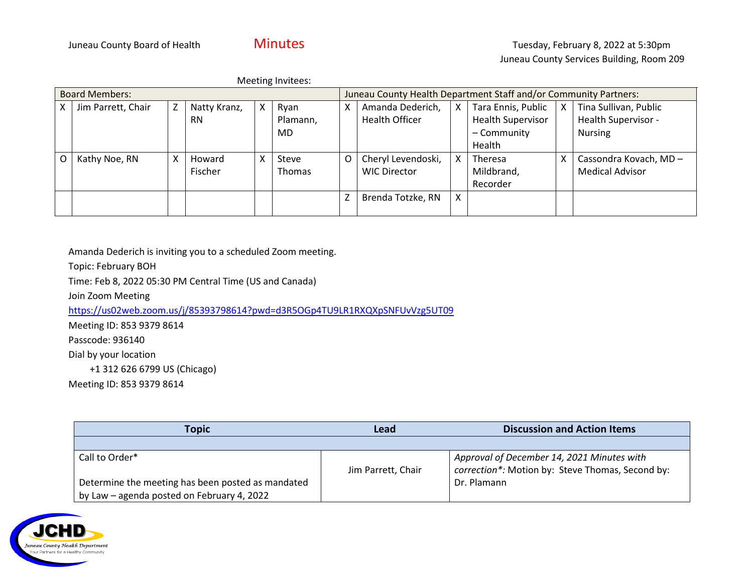Juneau County Board of Health

# Minutes

Tuesday, February 8, 2022 at 5:30pm
Juneau County Services Building, Room 209

Meeting Invitees:

| Board Members: | | | | | | Juneau County Health Department Staff and/or Community Partners: | | | | | |
|---|---|---|---|---|---|---|---|---|---|---|---|
| X | Jim Parrett, Chair | Z | Natty Kranz, RN | X | Ryan Plamann, MD | X | Amanda Dederich, Health Officer | X | Tara Ennis, Public Health Supervisor – Community Health | X | Tina Sullivan, Public Health Supervisor - Nursing |
| O | Kathy Noe, RN | X | Howard Fischer | X | Steve Thomas | O | Cheryl Levendoski, WIC Director | X | Theresa Mildbrand, Recorder | X | Cassondra Kovach, MD – Medical Advisor |
| | | | | | | Z | Brenda Totzke, RN | X | | | |

Amanda Dederich is inviting you to a scheduled Zoom meeting.

Topic: February BOH

Time: Feb 8, 2022 05:30 PM Central Time (US and Canada)

Join Zoom Meeting

https://us02web.zoom.us/j/85393798614?pwd=d3R5OGp4TU9LR1RXQXpSNFUvVzg5UT09

Meeting ID: 853 9379 8614

Passcode: 936140

Dial by your location

+1 312 626 6799 US (Chicago)

Meeting ID: 853 9379 8614

| Topic | Lead | Discussion and Action Items |
|---|---|---|
| | | |
| Call to Order*<br><br>Determine the meeting has been posted as mandated by Law – agenda posted on February 4, 2022 | Jim Parrett, Chair | *Approval of December 14, 2021 Minutes with correction*:* Motion by: Steve Thomas, Second by: Dr. Plamann |

JCHD
Juneau County Health Department
Your Partners for a Healthy Community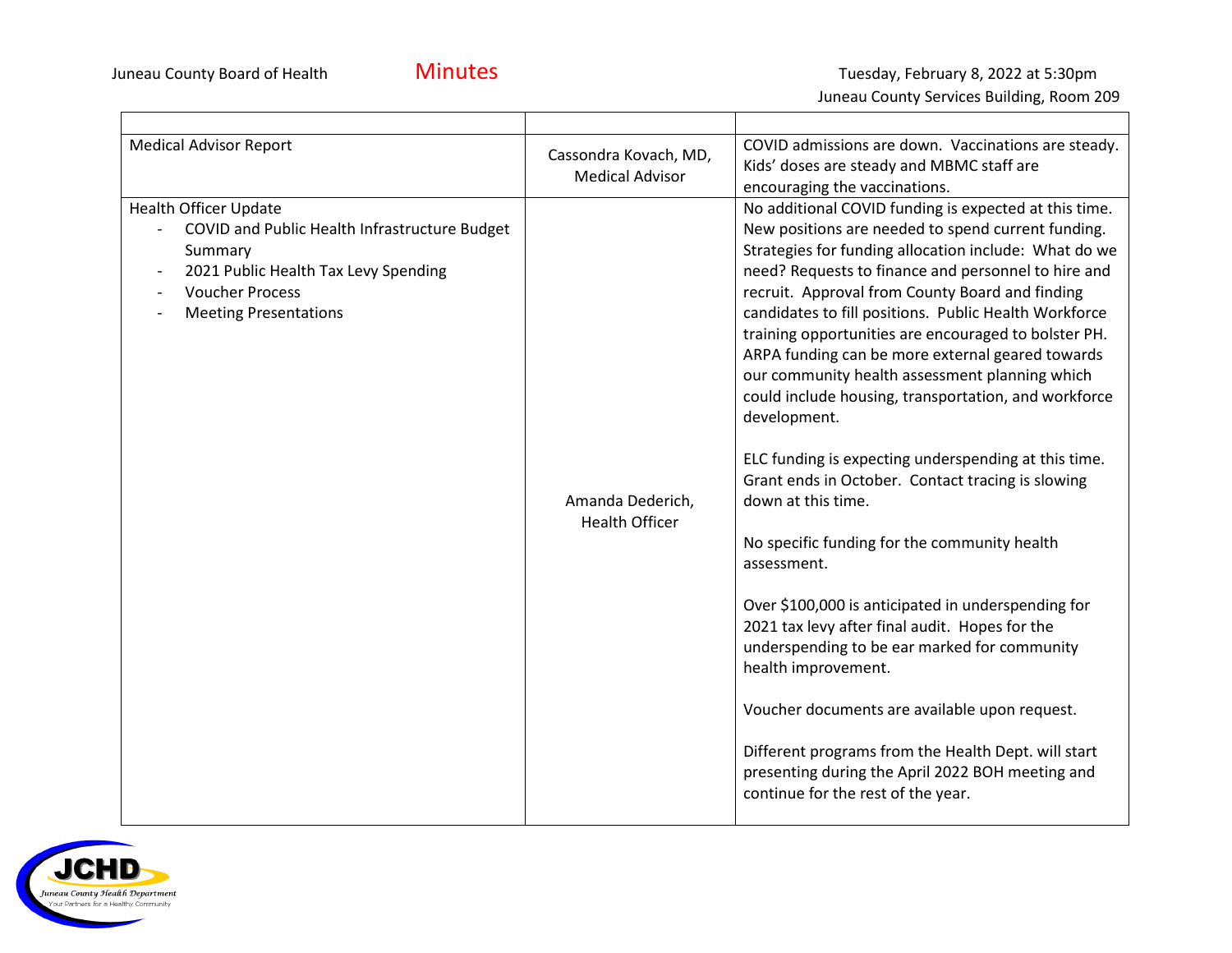| | | |
|---|---|---|
| Medical Advisor Report | Cassondra Kovach, MD, Medical Advisor | COVID admissions are down. Vaccinations are steady. Kids' doses are steady and MBMC staff are encouraging the vaccinations. |
| Health Officer Update<br>- COVID and Public Health Infrastructure Budget Summary<br>- 2021 Public Health Tax Levy Spending<br>- Voucher Process<br>- Meeting Presentations | Amanda Dederich, Health Officer | No additional COVID funding is expected at this time. New positions are needed to spend current funding. Strategies for funding allocation include: What do we need? Requests to finance and personnel to hire and recruit. Approval from County Board and finding candidates to fill positions. Public Health Workforce training opportunities are encouraged to bolster PH. ARPA funding can be more external geared towards our community health assessment planning which could include housing, transportation, and workforce development.<br><br>ELC funding is expecting underspending at this time. Grant ends in October. Contact tracing is slowing down at this time.<br><br>No specific funding for the community health assessment.<br><br>Over $100,000 is anticipated in underspending for 2021 tax levy after final audit. Hopes for the underspending to be ear marked for community health improvement.<br><br>Voucher documents are available upon request.<br><br>Different programs from the Health Dept. will start presenting during the April 2022 BOH meeting and continue for the rest of the year. |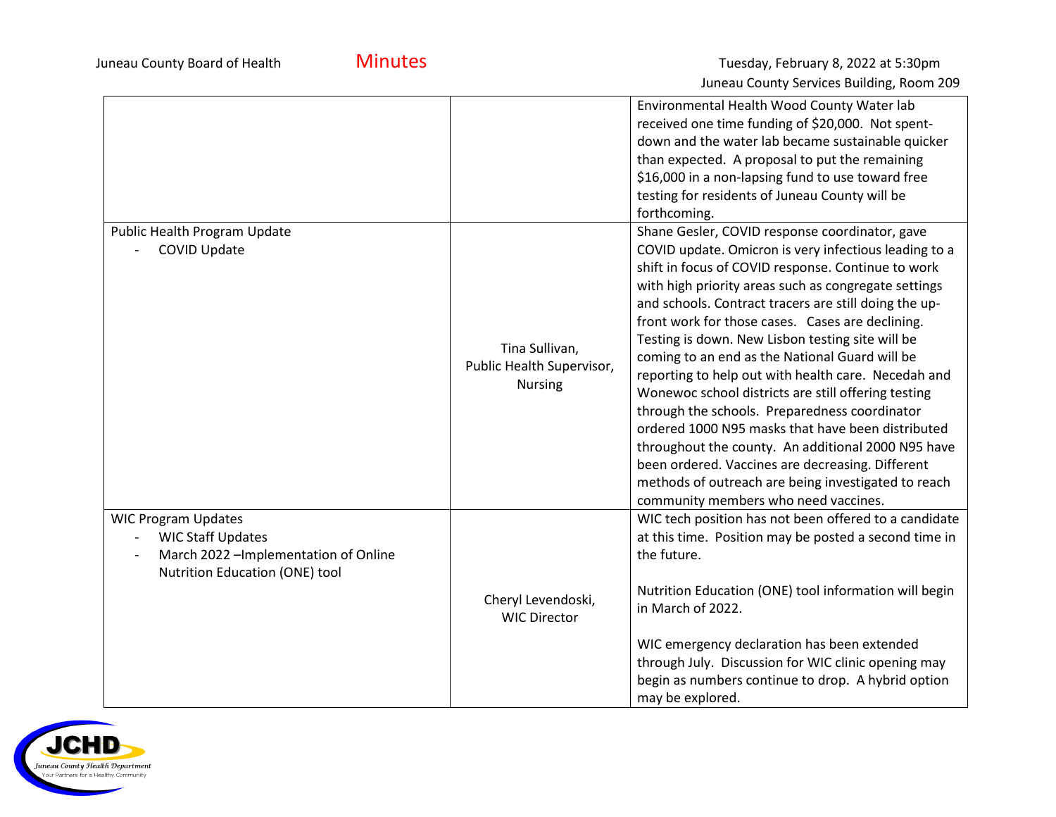| | | |
|---|---|---|
| | | Environmental Health Wood County Water lab received one time funding of $20,000. Not spent-down and the water lab became sustainable quicker than expected. A proposal to put the remaining $16,000 in a non-lapsing fund to use toward free testing for residents of Juneau County will be forthcoming. |
| Public Health Program Update<br>- COVID Update | Tina Sullivan, Public Health Supervisor, Nursing | Shane Gesler, COVID response coordinator, gave COVID update. Omicron is very infectious leading to a shift in focus of COVID response. Continue to work with high priority areas such as congregate settings and schools. Contract tracers are still doing the up-front work for those cases. Cases are declining. Testing is down. New Lisbon testing site will be coming to an end as the National Guard will be reporting to help out with health care. Necedah and Wonewoc school districts are still offering testing through the schools. Preparedness coordinator ordered 1000 N95 masks that have been distributed throughout the county. An additional 2000 N95 have been ordered. Vaccines are decreasing. Different methods of outreach are being investigated to reach community members who need vaccines. |
| WIC Program Updates<br>- WIC Staff Updates<br>- March 2022 –Implementation of Online Nutrition Education (ONE) tool | Cheryl Levendoski, WIC Director | WIC tech position has not been offered to a candidate at this time. Position may be posted a second time in the future.<br><br>Nutrition Education (ONE) tool information will begin in March of 2022.<br><br>WIC emergency declaration has been extended through July. Discussion for WIC clinic opening may begin as numbers continue to drop. A hybrid option may be explored. |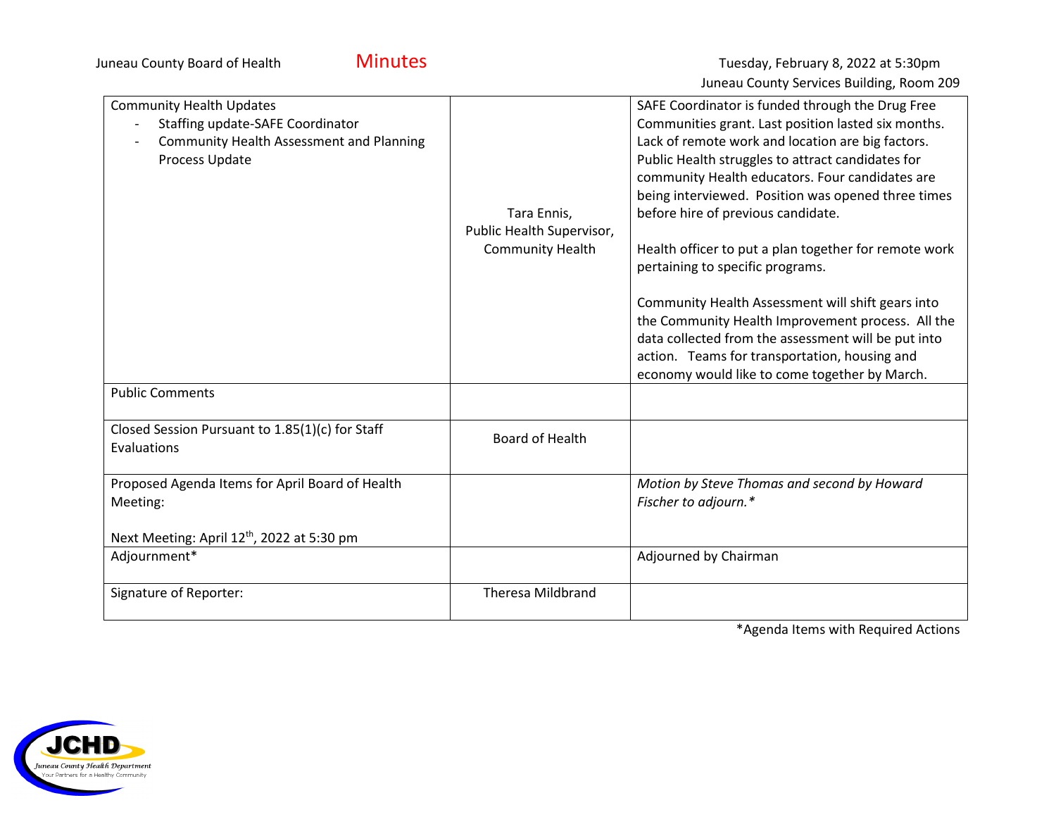Juneau County Board of Health **Minutes** Tuesday, February 8, 2022 at 5:30pm
Juneau County Services Building, Room 209

| | | |
|---|---|---|
| Community Health Updates<br>- Staffing update-SAFE Coordinator<br>- Community Health Assessment and Planning Process Update | Tara Ennis,<br>Public Health Supervisor,<br>Community Health | SAFE Coordinator is funded through the Drug Free Communities grant. Last position lasted six months. Lack of remote work and location are big factors. Public Health struggles to attract candidates for community Health educators. Four candidates are being interviewed. Position was opened three times before hire of previous candidate.<br><br>Health officer to put a plan together for remote work pertaining to specific programs.<br><br>Community Health Assessment will shift gears into the Community Health Improvement process. All the data collected from the assessment will be put into action. Teams for transportation, housing and economy would like to come together by March. |
| Public Comments | | |
| Closed Session Pursuant to 1.85(1)(c) for Staff Evaluations | Board of Health | |
| Proposed Agenda Items for April Board of Health Meeting:<br><br>Next Meeting: April 12th, 2022 at 5:30 pm | | *Motion by Steve Thomas and second by Howard Fischer to adjourn.** |
| Adjournment* | | Adjourned by Chairman |
| Signature of Reporter: | Theresa Mildbrand | |

*Agenda Items with Required Actions

JCHD
Juneau County Health Department
Your Partners for a Healthy Community